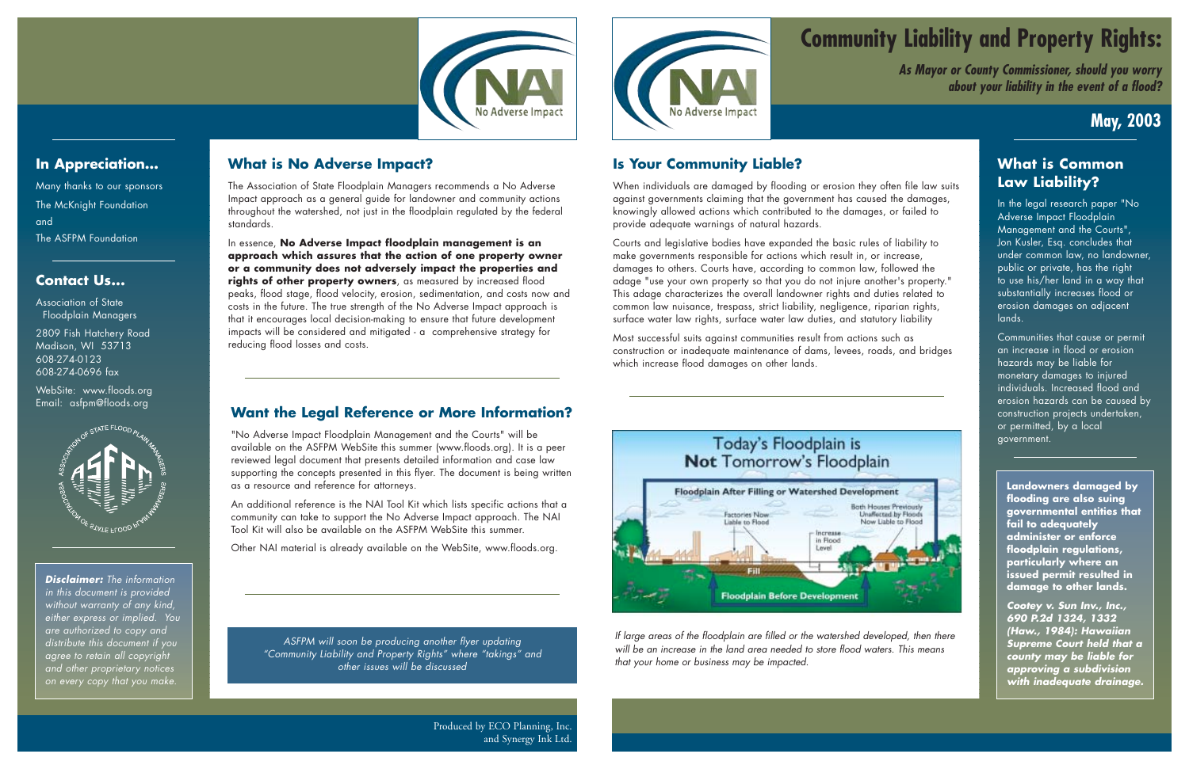# Community Liability and Property Rights:

***As Mayor or County Commissioner, should you worry about your liability in the event of a flood?***

**May, 2003**

## In Appreciation...

Many thanks to our sponsors

The McKnight Foundation

and

The ASFPM Foundation

## Contact Us...

Association of State Floodplain Managers

2809 Fish Hatchery Road
Madison, WI 53713
608-274-0123
608-274-0696 fax

WebSite: www.floods.org
Email: asfpm@floods.org

***Disclaimer:*** *The information in this document is provided without warranty of any kind, either express or implied. You are authorized to copy and distribute this document if you agree to retain all copyright and other proprietary notices on every copy that you make.*

## What is No Adverse Impact?

The Association of State Floodplain Managers recommends a No Adverse Impact approach as a general guide for landowner and community actions throughout the watershed, not just in the floodplain regulated by the federal standards.

In essence, **No Adverse Impact floodplain management is an approach which assures that the action of one property owner or a community does not adversely impact the properties and rights of other property owners**, as measured by increased flood peaks, flood stage, flood velocity, erosion, sedimentation, and costs now and costs in the future. The true strength of the No Adverse Impact approach is that it encourages local decision-making to ensure that future development impacts will be considered and mitigated - a comprehensive strategy for reducing flood losses and costs.

## Want the Legal Reference or More Information?

"No Adverse Impact Floodplain Management and the Courts" will be available on the ASFPM WebSite this summer (www.floods.org). It is a peer reviewed legal document that presents detailed information and case law supporting the concepts presented in this flyer. The document is being written as a resource and reference for attorneys.

An additional reference is the NAI Tool Kit which lists specific actions that a community can take to support the No Adverse Impact approach. The NAI Tool Kit will also be available on the ASFPM WebSite this summer.

Other NAI material is already available on the WebSite, www.floods.org.

*ASFPM will soon be producing another flyer updating "Community Liability and Property Rights" where "takings" and other issues will be discussed*

Produced by ECO Planning, Inc. and Synergy Ink Ltd.

## Is Your Community Liable?

When individuals are damaged by flooding or erosion they often file law suits against governments claiming that the government has caused the damages, knowingly allowed actions which contributed to the damages, or failed to provide adequate warnings of natural hazards.

Courts and legislative bodies have expanded the basic rules of liability to make governments responsible for actions which result in, or increase, damages to others. Courts have, according to common law, followed the adage "use your own property so that you do not injure another's property." This adage characterizes the overall landowner rights and duties related to common law nuisance, trespass, strict liability, negligence, riparian rights, surface water law rights, surface water law duties, and statutory liability

Most successful suits against communities result from actions such as construction or inadequate maintenance of dams, levees, roads, and bridges which increase flood damages on other lands.

Today's Floodplain is **Not** Tomorrow's Floodplain

*If large areas of the floodplain are filled or the watershed developed, then there will be an increase in the land area needed to store flood waters. This means that your home or business may be impacted.*

## What is Common Law Liability?

In the legal research paper "No Adverse Impact Floodplain Management and the Courts", Jon Kusler, Esq. concludes that under common law, no landowner, public or private, has the right to use his/her land in a way that substantially increases flood or erosion damages on adjacent lands.

Communities that cause or permit an increase in flood or erosion hazards may be liable for monetary damages to injured individuals. Increased flood and erosion hazards can be caused by construction projects undertaken, or permitted, by a local government.

**Landowners damaged by flooding are also suing governmental entities that fail to adequately administer or enforce floodplain regulations, particularly where an issued permit resulted in damage to other lands.**

***Cootey v. Sun Inv., Inc., 690 P.2d 1324, 1332 (Haw., 1984): Hawaiian Supreme Court held that a county may be liable for approving a subdivision with inadequate drainage.***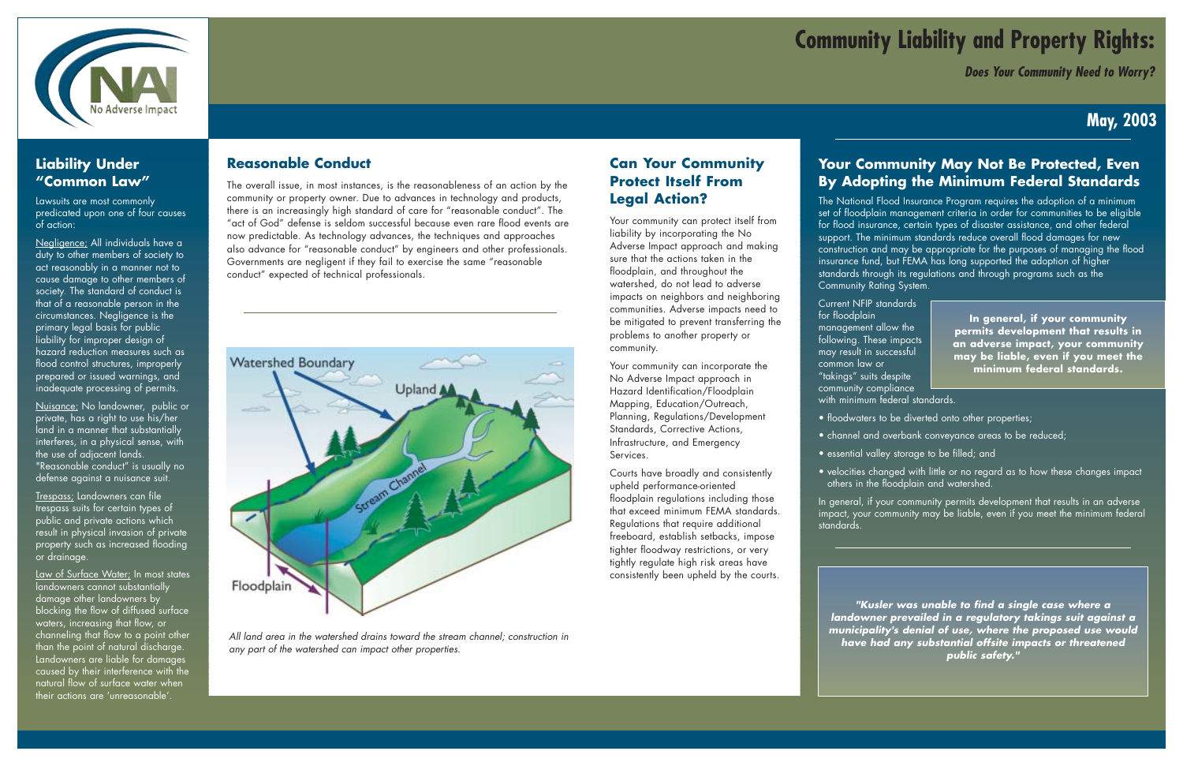No Adverse Impact

# Community Liability and Property Rights:

***Does Your Community Need to Worry?***

**May, 2003**

## Liability Under "Common Law"

Lawsuits are most commonly predicated upon one of four causes of action:

Negligence: All individuals have a duty to other members of society to act reasonably in a manner not to cause damage to other members of society. The standard of conduct is that of a reasonable person in the circumstances. Negligence is the primary legal basis for public liability for improper design of hazard reduction measures such as flood control structures, improperly prepared or issued warnings, and inadequate processing of permits.

Nuisance: No landowner, public or private, has a right to use his/her land in a manner that substantially interferes, in a physical sense, with the use of adjacent lands. "Reasonable conduct" is usually no defense against a nuisance suit.

Trespass: Landowners can file trespass suits for certain types of public and private actions which result in physical invasion of private property such as increased flooding or drainage.

Law of Surface Water: In most states landowners cannot substantially damage other landowners by blocking the flow of diffused surface waters, increasing that flow, or channeling that flow to a point other than the point of natural discharge. Landowners are liable for damages caused by their interference with the natural flow of surface water when their actions are 'unreasonable'.

## Reasonable Conduct

The overall issue, in most instances, is the reasonableness of an action by the community or property owner. Due to advances in technology and products, there is an increasingly high standard of care for "reasonable conduct". The "act of God" defense is seldom successful because even rare flood events are now predictable. As technology advances, the techniques and approaches also advance for "reasonable conduct" by engineers and other professionals. Governments are negligent if they fail to exercise the same "reasonable conduct" expected of technical professionals.

Watershed Boundary

Upland

Stream Channel

Floodplain

*All land area in the watershed drains toward the stream channel; construction in any part of the watershed can impact other properties.*

## Can Your Community Protect Itself From Legal Action?

Your community can protect itself from liability by incorporating the No Adverse Impact approach and making sure that the actions taken in the floodplain, and throughout the watershed, do not lead to adverse impacts on neighbors and neighboring communities. Adverse impacts need to be mitigated to prevent transferring the problems to another property or community.

Your community can incorporate the No Adverse Impact approach in Hazard Identification/Floodplain Mapping, Education/Outreach, Planning, Regulations/Development Standards, Corrective Actions, Infrastructure, and Emergency Services.

Courts have broadly and consistently upheld performance-oriented floodplain regulations including those that exceed minimum FEMA standards. Regulations that require additional freeboard, establish setbacks, impose tighter floodway restrictions, or very tightly regulate high risk areas have consistently been upheld by the courts.

## Your Community May Not Be Protected, Even By Adopting the Minimum Federal Standards

The National Flood Insurance Program requires the adoption of a minimum set of floodplain management criteria in order for communities to be eligible for flood insurance, certain types of disaster assistance, and other federal support. The minimum standards reduce overall flood damages for new construction and may be appropriate for the purposes of managing the flood insurance fund, but FEMA has long supported the adoption of higher standards through its regulations and through programs such as the Community Rating System.

Current NFIP standards for floodplain management allow the following. These impacts may result in successful common law or "takings" suits despite community compliance with minimum federal standards.

**In general, if your community permits development that results in an adverse impact, your community may be liable, even if you meet the minimum federal standards.**

- floodwaters to be diverted onto other properties;
- channel and overbank conveyance areas to be reduced;
- essential valley storage to be filled; and
- velocities changed with little or no regard as to how these changes impact others in the floodplain and watershed.

In general, if your community permits development that results in an adverse impact, your community may be liable, even if you meet the minimum federal standards.

***"Kusler was unable to find a single case where a landowner prevailed in a regulatory takings suit against a municipality's denial of use, where the proposed use would have had any substantial offsite impacts or threatened public safety."***